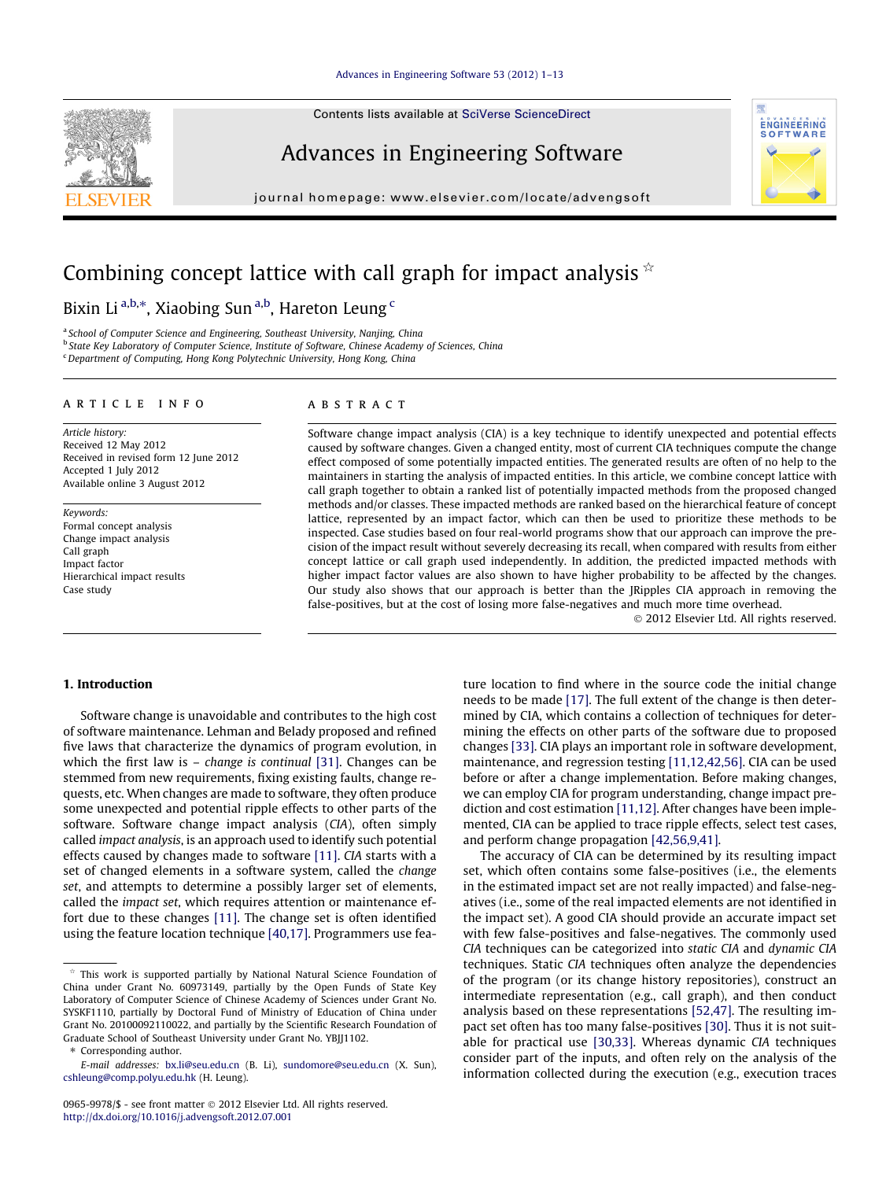# Combining concept lattice with call graph for impact analysis ☆

Bixin Li [a,b,*], Xiaobing Sun [a,b], Hareton Leung [c]

[a] School of Computer Science and Engineering, Southeast University, Nanjing, China
[b] State Key Laboratory of Computer Science, Institute of Software, Chinese Academy of Sciences, China
[c] Department of Computing, Hong Kong Polytechnic University, Hong Kong, China

## ARTICLE INFO

*Article history:*
Received 12 May 2012
Received in revised form 12 June 2012
Accepted 1 July 2012
Available online 3 August 2012

*Keywords:*
Formal concept analysis
Change impact analysis
Call graph
Impact factor
Hierarchical impact results
Case study

## ABSTRACT

Software change impact analysis (CIA) is a key technique to identify unexpected and potential effects caused by software changes. Given a changed entity, most of current CIA techniques compute the change effect composed of some potentially impacted entities. The generated results are often of no help to the maintainers in starting the analysis of impacted entities. In this article, we combine concept lattice with call graph together to obtain a ranked list of potentially impacted methods from the proposed changed methods and/or classes. These impacted methods are ranked based on the hierarchical feature of concept lattice, represented by an impact factor, which can then be used to prioritize these methods to be inspected. Case studies based on four real-world programs show that our approach can improve the precision of the impact result without severely decreasing its recall, when compared with results from either concept lattice or call graph used independently. In addition, the predicted impacted methods with higher impact factor values are also shown to have higher probability to be affected by the changes. Our study also shows that our approach is better than the JRipples CIA approach in removing the false-positives, but at the cost of losing more false-negatives and much more time overhead.

© 2012 Elsevier Ltd. All rights reserved.

## 1. Introduction

Software change is unavoidable and contributes to the high cost of software maintenance. Lehman and Belady proposed and refined five laws that characterize the dynamics of program evolution, in which the first law is – *change is continual* [31]. Changes can be stemmed from new requirements, fixing existing faults, change requests, etc. When changes are made to software, they often produce some unexpected and potential ripple effects to other parts of the software. Software change impact analysis (*CIA*), often simply called *impact analysis*, is an approach used to identify such potential effects caused by changes made to software [11]. *CIA* starts with a set of changed elements in a software system, called the *change set*, and attempts to determine a possibly larger set of elements, called the *impact set*, which requires attention or maintenance effort due to these changes [11]. The change set is often identified using the feature location technique [40,17]. Programmers use feature location to find where in the source code the initial change needs to be made [17]. The full extent of the change is then determined by CIA, which contains a collection of techniques for determining the effects on other parts of the software due to proposed changes [33]. CIA plays an important role in software development, maintenance, and regression testing [11,12,42,56]. CIA can be used before or after a change implementation. Before making changes, we can employ CIA for program understanding, change impact prediction and cost estimation [11,12]. After changes have been implemented, CIA can be applied to trace ripple effects, select test cases, and perform change propagation [42,56,9,41].

The accuracy of CIA can be determined by its resulting impact set, which often contains some false-positives (i.e., the elements in the estimated impact set are not really impacted) and false-negatives (i.e., some of the real impacted elements are not identified in the impact set). A good CIA should provide an accurate impact set with few false-positives and false-negatives. The commonly used *CIA* techniques can be categorized into *static CIA* and *dynamic CIA* techniques. Static *CIA* techniques often analyze the dependencies of the program (or its change history repositories), construct an intermediate representation (e.g., call graph), and then conduct analysis based on these representations [52,47]. The resulting impact set often has too many false-positives [30]. Thus it is not suitable for practical use [30,33]. Whereas dynamic *CIA* techniques consider part of the inputs, and often rely on the analysis of the information collected during the execution (e.g., execution traces

☆ This work is supported partially by National Natural Science Foundation of China under Grant No. 60973149, partially by the Open Funds of State Key Laboratory of Computer Science of Chinese Academy of Sciences under Grant No. SYSKF1110, partially by Doctoral Fund of Ministry of Education of China under Grant No. 20100092110022, and partially by the Scientific Research Foundation of Graduate School of Southeast University under Grant No. YBJJ1102.

\* Corresponding author.

*E-mail addresses:* bx.li@seu.edu.cn (B. Li), sundomore@seu.edu.cn (X. Sun), cshleung@comp.polyu.edu.hk (H. Leung).

0965-9978/$ - see front matter © 2012 Elsevier Ltd. All rights reserved.
http://dx.doi.org/10.1016/j.advengsoft.2012.07.001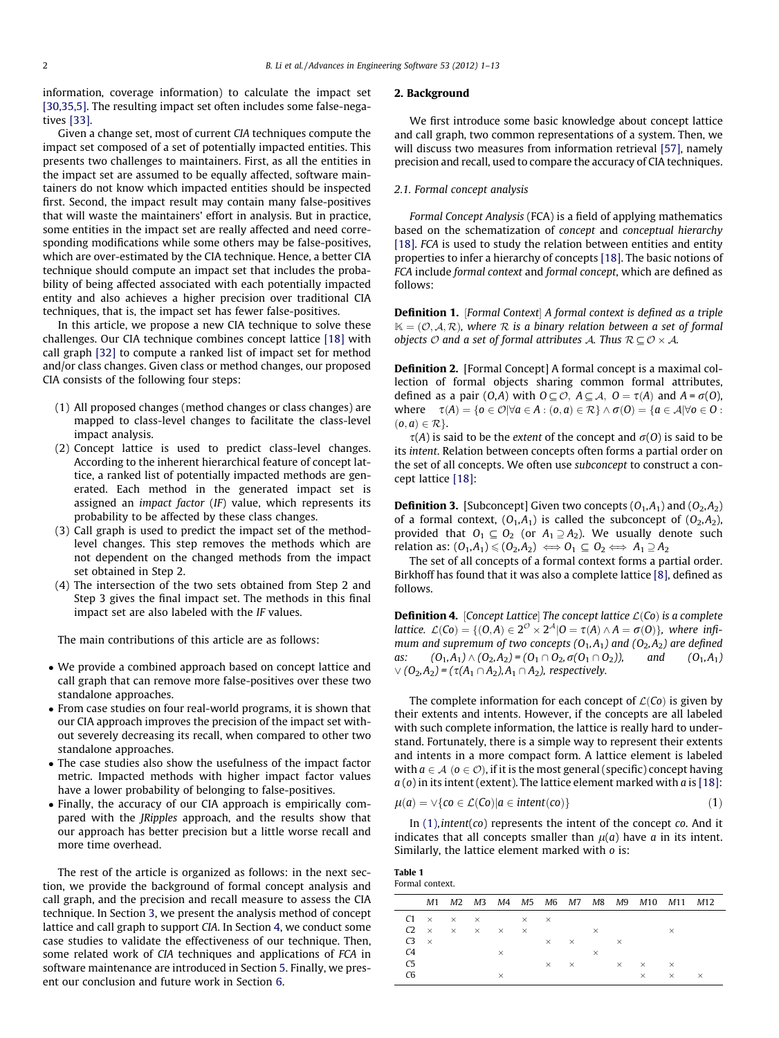information, coverage information) to calculate the impact set [30,35,5]. The resulting impact set often includes some false-negatives [33].

Given a change set, most of current *CIA* techniques compute the impact set composed of a set of potentially impacted entities. This presents two challenges to maintainers. First, as all the entities in the impact set are assumed to be equally affected, software maintainers do not know which impacted entities should be inspected first. Second, the impact result may contain many false-positives that will waste the maintainers' effort in analysis. But in practice, some entities in the impact set are really affected and need corresponding modifications while some others may be false-positives, which are over-estimated by the CIA technique. Hence, a better CIA technique should compute an impact set that includes the probability of being affected associated with each potentially impacted entity and also achieves a higher precision over traditional CIA techniques, that is, the impact set has fewer false-positives.

In this article, we propose a new CIA technique to solve these challenges. Our CIA technique combines concept lattice [18] with call graph [32] to compute a ranked list of impact set for method and/or class changes. Given class or method changes, our proposed CIA consists of the following four steps:

(1) All proposed changes (method changes or class changes) are mapped to class-level changes to facilitate the class-level impact analysis.
(2) Concept lattice is used to predict class-level changes. According to the inherent hierarchical feature of concept lattice, a ranked list of potentially impacted methods are generated. Each method in the generated impact set is assigned an *impact factor* (*IF*) value, which represents its probability to be affected by these class changes.
(3) Call graph is used to predict the impact set of the method-level changes. This step removes the methods which are not dependent on the changed methods from the impact set obtained in Step 2.
(4) The intersection of the two sets obtained from Step 2 and Step 3 gives the final impact set. The methods in this final impact set are also labeled with the *IF* values.

The main contributions of this article are as follows:

- We provide a combined approach based on concept lattice and call graph that can remove more false-positives over these two standalone approaches.
- From case studies on four real-world programs, it is shown that our CIA approach improves the precision of the impact set without severely decreasing its recall, when compared to other two standalone approaches.
- The case studies also show the usefulness of the impact factor metric. Impacted methods with higher impact factor values have a lower probability of belonging to false-positives.
- Finally, the accuracy of our CIA approach is empirically compared with the *JRipples* approach, and the results show that our approach has better precision but a little worse recall and more time overhead.

The rest of the article is organized as follows: in the next section, we provide the background of formal concept analysis and call graph, and the precision and recall measure to assess the CIA technique. In Section 3, we present the analysis method of concept lattice and call graph to support *CIA*. In Section 4, we conduct some case studies to validate the effectiveness of our technique. Then, some related work of *CIA* techniques and applications of *FCA* in software maintenance are introduced in Section 5. Finally, we present our conclusion and future work in Section 6.

## 2. Background

We first introduce some basic knowledge about concept lattice and call graph, two common representations of a system. Then, we will discuss two measures from information retrieval [57], namely precision and recall, used to compare the accuracy of CIA techniques.

### 2.1. Formal concept analysis

*Formal Concept Analysis* (FCA) is a field of applying mathematics based on the schematization of *concept* and *conceptual hierarchy* [18]. *FCA* is used to study the relation between entities and entity properties to infer a hierarchy of concepts [18]. The basic notions of *FCA* include *formal context* and *formal concept*, which are defined as follows:

**Definition 1.** *[Formal Context] A formal context is defined as a triple $\mathbb{K} = (\mathcal{O}, \mathcal{A}, \mathcal{R})$, where $\mathcal{R}$ is a binary relation between a set of formal objects $\mathcal{O}$ and a set of formal attributes $\mathcal{A}$. Thus $\mathcal{R} \subseteq \mathcal{O} \times \mathcal{A}$.*

**Definition 2.** [Formal Concept] A formal concept is a maximal collection of formal objects sharing common formal attributes, defined as a pair $(O,A)$ with $O \subseteq \mathcal{O}$, $A \subseteq \mathcal{A}$, $O = \tau(A)$ and $A = \sigma(O)$, where $\tau(A) = \{o \in \mathcal{O} | \forall a \in A : (o,a) \in \mathcal{R}\} \wedge \sigma(O) = \{a \in \mathcal{A} | \forall o \in O : (o,a) \in \mathcal{R}\}$.

$\tau(A)$ is said to be the *extent* of the concept and $\sigma(O)$ is said to be its *intent*. Relation between concepts often forms a partial order on the set of all concepts. We often use *subconcept* to construct a concept lattice [18]:

**Definition 3.** [Subconcept] Given two concepts $(O_1,A_1)$ and $(O_2,A_2)$ of a formal context, $(O_1,A_1)$ is called the subconcept of $(O_2,A_2)$, provided that $O_1 \subseteq O_2$ (or $A_1 \supseteq A_2$). We usually denote such relation as: $(O_1,A_1) \leqslant (O_2,A_2) \iff O_1 \subseteq O_2 \iff A_1 \supseteq A_2$

The set of all concepts of a formal context forms a partial order. Birkhoff has found that it was also a complete lattice [8], defined as follows.

**Definition 4.** *[Concept Lattice] The concept lattice $\mathcal{L}(Co)$ is a complete lattice. $\mathcal{L}(Co) = \{(O,A) \in 2^{\mathcal{O}} \times 2^{\mathcal{A}} | O = \tau(A) \wedge A = \sigma(O)\}$, where infimum and supremum of two concepts $(O_1,A_1)$ and $(O_2,A_2)$ are defined as: $(O_1,A_1) \wedge (O_2,A_2) = (O_1 \cap O_2, \sigma(O_1 \cap O_2))$, and $(O_1,A_1) \vee (O_2,A_2) = (\tau(A_1 \cap A_2), A_1 \cap A_2)$, respectively.*

The complete information for each concept of $\mathcal{L}(Co)$ is given by their extents and intents. However, if the concepts are all labeled with such complete information, the lattice is really hard to understand. Fortunately, there is a simple way to represent their extents and intents in a more compact form. A lattice element is labeled with $a \in \mathcal{A}$ ($o \in \mathcal{O}$), if it is the most general (specific) concept having $a$ ($o$) in its intent (extent). The lattice element marked with $a$ is [18]:

$$\mu(a) = \vee\{co \in \mathcal{L}(Co) | a \in intent(co)\} \tag{1}$$

In (1), $intent(co)$ represents the intent of the concept $co$. And it indicates that all concepts smaller than $\mu(a)$ have $a$ in its intent. Similarly, the lattice element marked with $o$ is:

**Table 1**
Formal context.

| | M1 | M2 | M3 | M4 | M5 | M6 | M7 | M8 | M9 | M10 | M11 | M12 |
|---|---|---|---|---|---|---|---|---|---|---|---|---|
| C1 | × | × | × | | × | × | | | | | | |
| C2 | × | × | × | × | × | | | × | | | × | |
| C3 | × | | | | | × | × | | × | | | |
| C4 | | | | × | | | | × | | | | |
| C5 | | | | | | × | × | | × | × | × | |
| C6 | | | | × | | | | | | × | × | × |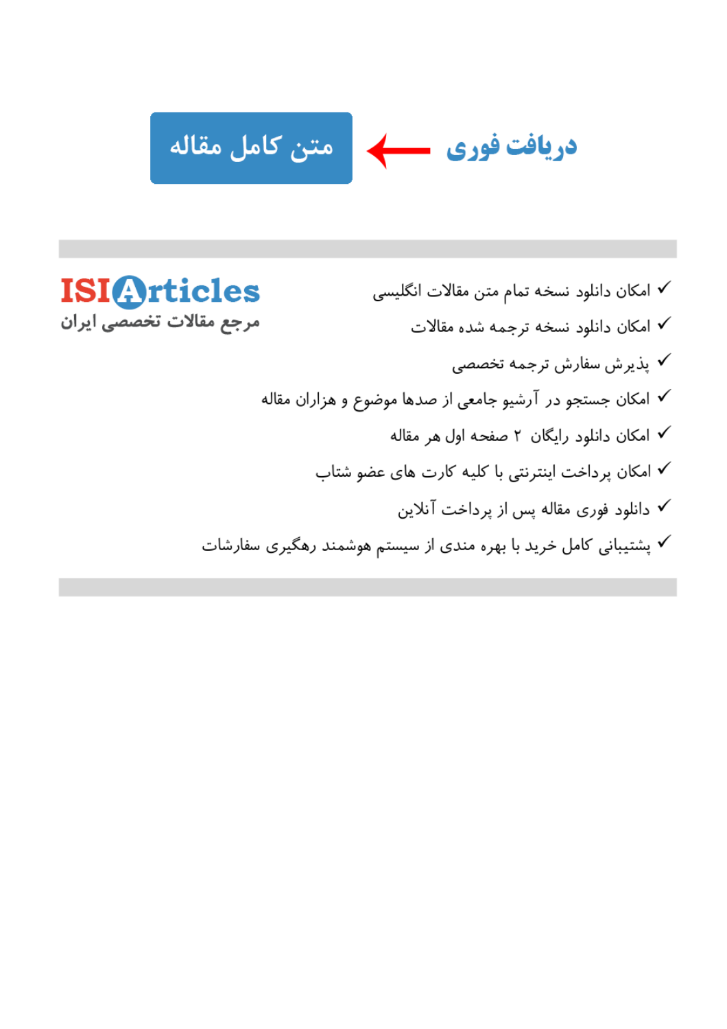دریافت فوری ← متن کامل مقاله

ISIArticles
مرجع مقالات تخصصی ایران

- ✓ امکان دانلود نسخه تمام متن مقالات انگلیسی
- ✓ امکان دانلود نسخه ترجمه شده مقالات
- ✓ پذیرش سفارش ترجمه تخصصی
- ✓ امکان جستجو در آرشیو جامعی از صدها موضوع و هزاران مقاله
- ✓ امکان دانلود رایگان ۲ صفحه اول هر مقاله
- ✓ امکان پرداخت اینترنتی با کلیه کارت های عضو شتاب
- ✓ دانلود فوری مقاله پس از پرداخت آنلاین
- ✓ پشتیبانی کامل خرید با بهره مندی از سیستم هوشمند رهگیری سفارشات